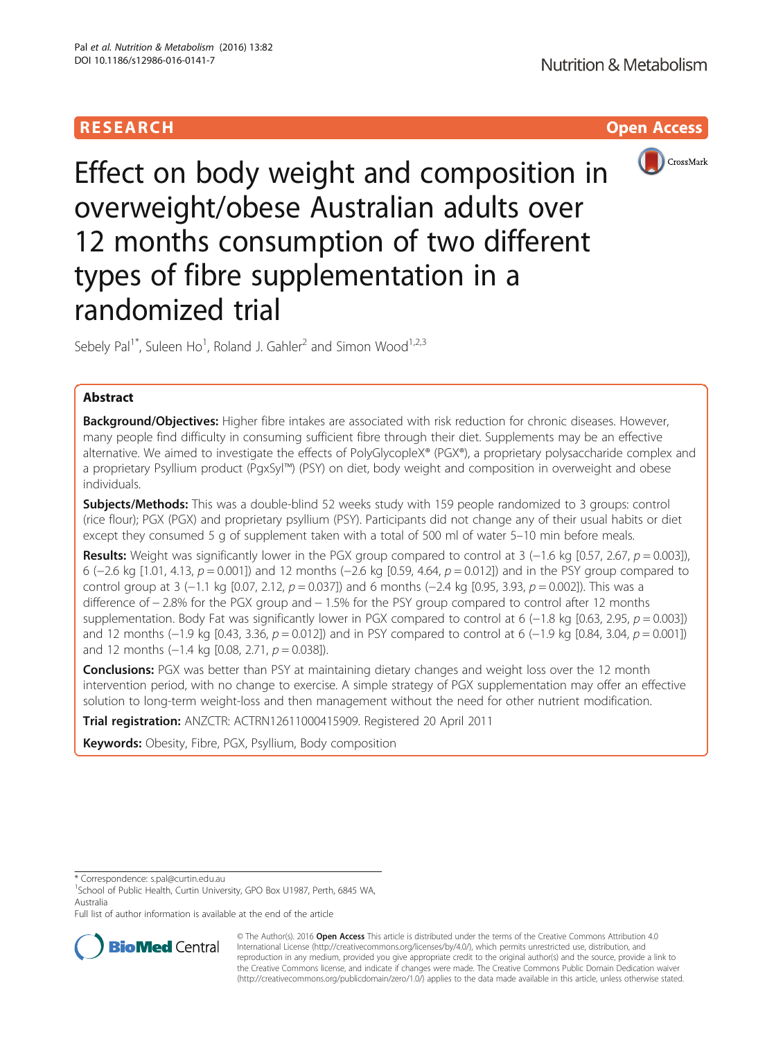**RESEARCH** **Open Access**

# Effect on body weight and composition in overweight/obese Australian adults over 12 months consumption of two different types of fibre supplementation in a randomized trial

Sebely Pal[1*], Suleen Ho[1], Roland J. Gahler[2] and Simon Wood[1,2,3]

## Abstract

**Background/Objectives:** Higher fibre intakes are associated with risk reduction for chronic diseases. However, many people find difficulty in consuming sufficient fibre through their diet. Supplements may be an effective alternative. We aimed to investigate the effects of PolyGlycopleX® (PGX®), a proprietary polysaccharide complex and a proprietary Psyllium product (PgxSyl™) (PSY) on diet, body weight and composition in overweight and obese individuals.

**Subjects/Methods:** This was a double-blind 52 weeks study with 159 people randomized to 3 groups: control (rice flour); PGX (PGX) and proprietary psyllium (PSY). Participants did not change any of their usual habits or diet except they consumed 5 g of supplement taken with a total of 500 ml of water 5–10 min before meals.

**Results:** Weight was significantly lower in the PGX group compared to control at 3 (−1.6 kg [0.57, 2.67, $p = 0.003$]), 6 (−2.6 kg [1.01, 4.13, $p = 0.001$]) and 12 months (−2.6 kg [0.59, 4.64, $p = 0.012$]) and in the PSY group compared to control group at 3 (−1.1 kg [0.07, 2.12, $p = 0.037$]) and 6 months (−2.4 kg [0.95, 3.93, $p = 0.002$]). This was a difference of − 2.8% for the PGX group and − 1.5% for the PSY group compared to control after 12 months supplementation. Body Fat was significantly lower in PGX compared to control at 6 (−1.8 kg [0.63, 2.95, $p = 0.003$]) and 12 months (−1.9 kg [0.43, 3.36, $p = 0.012$]) and in PSY compared to control at 6 (−1.9 kg [0.84, 3.04, $p = 0.001$]) and 12 months (−1.4 kg [0.08, 2.71, $p = 0.038$]).

**Conclusions:** PGX was better than PSY at maintaining dietary changes and weight loss over the 12 month intervention period, with no change to exercise. A simple strategy of PGX supplementation may offer an effective solution to long-term weight-loss and then management without the need for other nutrient modification.

**Trial registration:** ANZCTR: ACTRN12611000415909. Registered 20 April 2011

**Keywords:** Obesity, Fibre, PGX, Psyllium, Body composition

\* Correspondence: s.pal@curtin.edu.au

[1]School of Public Health, Curtin University, GPO Box U1987, Perth, 6845 WA, Australia

Full list of author information is available at the end of the article

© The Author(s). 2016 **Open Access** This article is distributed under the terms of the Creative Commons Attribution 4.0 International License (http://creativecommons.org/licenses/by/4.0/), which permits unrestricted use, distribution, and reproduction in any medium, provided you give appropriate credit to the original author(s) and the source, provide a link to the Creative Commons license, and indicate if changes were made. The Creative Commons Public Domain Dedication waiver (http://creativecommons.org/publicdomain/zero/1.0/) applies to the data made available in this article, unless otherwise stated.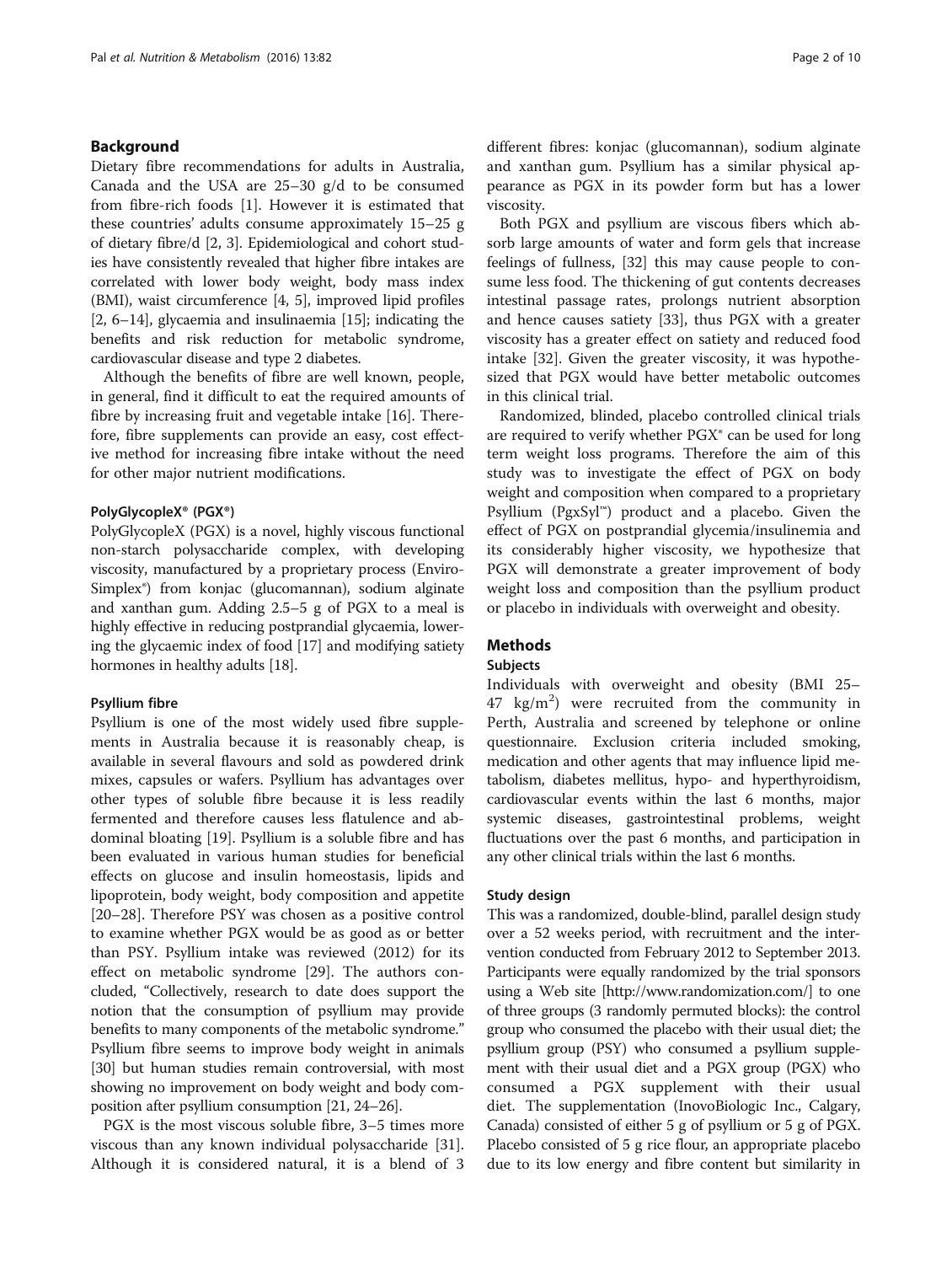## Background

Dietary fibre recommendations for adults in Australia, Canada and the USA are 25–30 g/d to be consumed from fibre-rich foods [1]. However it is estimated that these countries' adults consume approximately 15–25 g of dietary fibre/d [2, 3]. Epidemiological and cohort studies have consistently revealed that higher fibre intakes are correlated with lower body weight, body mass index (BMI), waist circumference [4, 5], improved lipid profiles [2, 6–14], glycaemia and insulinaemia [15]; indicating the benefits and risk reduction for metabolic syndrome, cardiovascular disease and type 2 diabetes.

Although the benefits of fibre are well known, people, in general, find it difficult to eat the required amounts of fibre by increasing fruit and vegetable intake [16]. Therefore, fibre supplements can provide an easy, cost effective method for increasing fibre intake without the need for other major nutrient modifications.

### PolyGlycopleX® (PGX®)

PolyGlycopleX (PGX) is a novel, highly viscous functional non-starch polysaccharide complex, with developing viscosity, manufactured by a proprietary process (EnviroSimplex®) from konjac (glucomannan), sodium alginate and xanthan gum. Adding 2.5–5 g of PGX to a meal is highly effective in reducing postprandial glycaemia, lowering the glycaemic index of food [17] and modifying satiety hormones in healthy adults [18].

### Psyllium fibre

Psyllium is one of the most widely used fibre supplements in Australia because it is reasonably cheap, is available in several flavours and sold as powdered drink mixes, capsules or wafers. Psyllium has advantages over other types of soluble fibre because it is less readily fermented and therefore causes less flatulence and abdominal bloating [19]. Psyllium is a soluble fibre and has been evaluated in various human studies for beneficial effects on glucose and insulin homeostasis, lipids and lipoprotein, body weight, body composition and appetite [20–28]. Therefore PSY was chosen as a positive control to examine whether PGX would be as good as or better than PSY. Psyllium intake was reviewed (2012) for its effect on metabolic syndrome [29]. The authors concluded, "Collectively, research to date does support the notion that the consumption of psyllium may provide benefits to many components of the metabolic syndrome." Psyllium fibre seems to improve body weight in animals [30] but human studies remain controversial, with most showing no improvement on body weight and body composition after psyllium consumption [21, 24–26].

PGX is the most viscous soluble fibre, 3–5 times more viscous than any known individual polysaccharide [31]. Although it is considered natural, it is a blend of 3 different fibres: konjac (glucomannan), sodium alginate and xanthan gum. Psyllium has a similar physical appearance as PGX in its powder form but has a lower viscosity.

Both PGX and psyllium are viscous fibers which absorb large amounts of water and form gels that increase feelings of fullness, [32] this may cause people to consume less food. The thickening of gut contents decreases intestinal passage rates, prolongs nutrient absorption and hence causes satiety [33], thus PGX with a greater viscosity has a greater effect on satiety and reduced food intake [32]. Given the greater viscosity, it was hypothesized that PGX would have better metabolic outcomes in this clinical trial.

Randomized, blinded, placebo controlled clinical trials are required to verify whether PGX® can be used for long term weight loss programs. Therefore the aim of this study was to investigate the effect of PGX on body weight and composition when compared to a proprietary Psyllium (PgxSyl™) product and a placebo. Given the effect of PGX on postprandial glycemia/insulinemia and its considerably higher viscosity, we hypothesize that PGX will demonstrate a greater improvement of body weight loss and composition than the psyllium product or placebo in individuals with overweight and obesity.

## Methods

### Subjects

Individuals with overweight and obesity (BMI 25–47 kg/m$^2$) were recruited from the community in Perth, Australia and screened by telephone or online questionnaire. Exclusion criteria included smoking, medication and other agents that may influence lipid metabolism, diabetes mellitus, hypo- and hyperthyroidism, cardiovascular events within the last 6 months, major systemic diseases, gastrointestinal problems, weight fluctuations over the past 6 months, and participation in any other clinical trials within the last 6 months.

### Study design

This was a randomized, double-blind, parallel design study over a 52 weeks period, with recruitment and the intervention conducted from February 2012 to September 2013. Participants were equally randomized by the trial sponsors using a Web site [http://www.randomization.com/] to one of three groups (3 randomly permuted blocks): the control group who consumed the placebo with their usual diet; the psyllium group (PSY) who consumed a psyllium supplement with their usual diet and a PGX group (PGX) who consumed a PGX supplement with their usual diet. The supplementation (InovoBiologic Inc., Calgary, Canada) consisted of either 5 g of psyllium or 5 g of PGX. Placebo consisted of 5 g rice flour, an appropriate placebo due to its low energy and fibre content but similarity in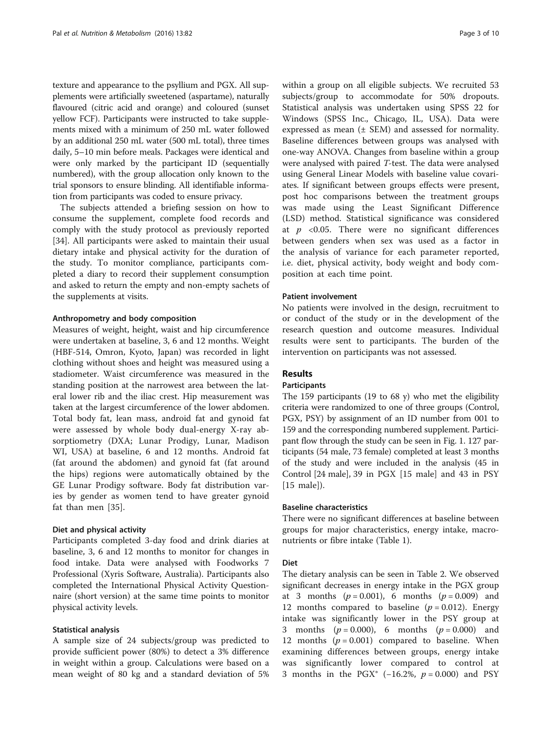texture and appearance to the psyllium and PGX. All supplements were artificially sweetened (aspartame), naturally flavoured (citric acid and orange) and coloured (sunset yellow FCF). Participants were instructed to take supplements mixed with a minimum of 250 mL water followed by an additional 250 mL water (500 mL total), three times daily, 5–10 min before meals. Packages were identical and were only marked by the participant ID (sequentially numbered), with the group allocation only known to the trial sponsors to ensure blinding. All identifiable information from participants was coded to ensure privacy.

The subjects attended a briefing session on how to consume the supplement, complete food records and comply with the study protocol as previously reported [34]. All participants were asked to maintain their usual dietary intake and physical activity for the duration of the study. To monitor compliance, participants completed a diary to record their supplement consumption and asked to return the empty and non-empty sachets of the supplements at visits.

#### Anthropometry and body composition

Measures of weight, height, waist and hip circumference were undertaken at baseline, 3, 6 and 12 months. Weight (HBF-514, Omron, Kyoto, Japan) was recorded in light clothing without shoes and height was measured using a stadiometer. Waist circumference was measured in the standing position at the narrowest area between the lateral lower rib and the iliac crest. Hip measurement was taken at the largest circumference of the lower abdomen. Total body fat, lean mass, android fat and gynoid fat were assessed by whole body dual-energy X-ray absorptiometry (DXA; Lunar Prodigy, Lunar, Madison WI, USA) at baseline, 6 and 12 months. Android fat (fat around the abdomen) and gynoid fat (fat around the hips) regions were automatically obtained by the GE Lunar Prodigy software. Body fat distribution varies by gender as women tend to have greater gynoid fat than men [35].

#### Diet and physical activity

Participants completed 3-day food and drink diaries at baseline, 3, 6 and 12 months to monitor for changes in food intake. Data were analysed with Foodworks 7 Professional (Xyris Software, Australia). Participants also completed the International Physical Activity Questionnaire (short version) at the same time points to monitor physical activity levels.

#### Statistical analysis

A sample size of 24 subjects/group was predicted to provide sufficient power (80%) to detect a 3% difference in weight within a group. Calculations were based on a mean weight of 80 kg and a standard deviation of 5% within a group on all eligible subjects. We recruited 53 subjects/group to accommodate for 50% dropouts. Statistical analysis was undertaken using SPSS 22 for Windows (SPSS Inc., Chicago, IL, USA). Data were expressed as mean (± SEM) and assessed for normality. Baseline differences between groups was analysed with one-way ANOVA. Changes from baseline within a group were analysed with paired *T*-test. The data were analysed using General Linear Models with baseline value covariates. If significant between groups effects were present, post hoc comparisons between the treatment groups was made using the Least Significant Difference (LSD) method. Statistical significance was considered at $p < 0.05$. There were no significant differences between genders when sex was used as a factor in the analysis of variance for each parameter reported, i.e. diet, physical activity, body weight and body composition at each time point.

#### Patient involvement

No patients were involved in the design, recruitment to or conduct of the study or in the development of the research question and outcome measures. Individual results were sent to participants. The burden of the intervention on participants was not assessed.

## Results

#### Participants

The 159 participants (19 to 68 y) who met the eligibility criteria were randomized to one of three groups (Control, PGX, PSY) by assignment of an ID number from 001 to 159 and the corresponding numbered supplement. Participant flow through the study can be seen in Fig. 1. 127 participants (54 male, 73 female) completed at least 3 months of the study and were included in the analysis (45 in Control [24 male], 39 in PGX [15 male] and 43 in PSY [15 male]).

#### Baseline characteristics

There were no significant differences at baseline between groups for major characteristics, energy intake, macronutrients or fibre intake (Table 1).

#### Diet

The dietary analysis can be seen in Table 2. We observed significant decreases in energy intake in the PGX group at 3 months ($p = 0.001$), 6 months ($p = 0.009$) and 12 months compared to baseline ($p = 0.012$). Energy intake was significantly lower in the PSY group at 3 months ($p = 0.000$), 6 months ($p = 0.000$) and 12 months ($p = 0.001$) compared to baseline. When examining differences between groups, energy intake was significantly lower compared to control at 3 months in the PGX® (−16.2%, $p = 0.000$) and PSY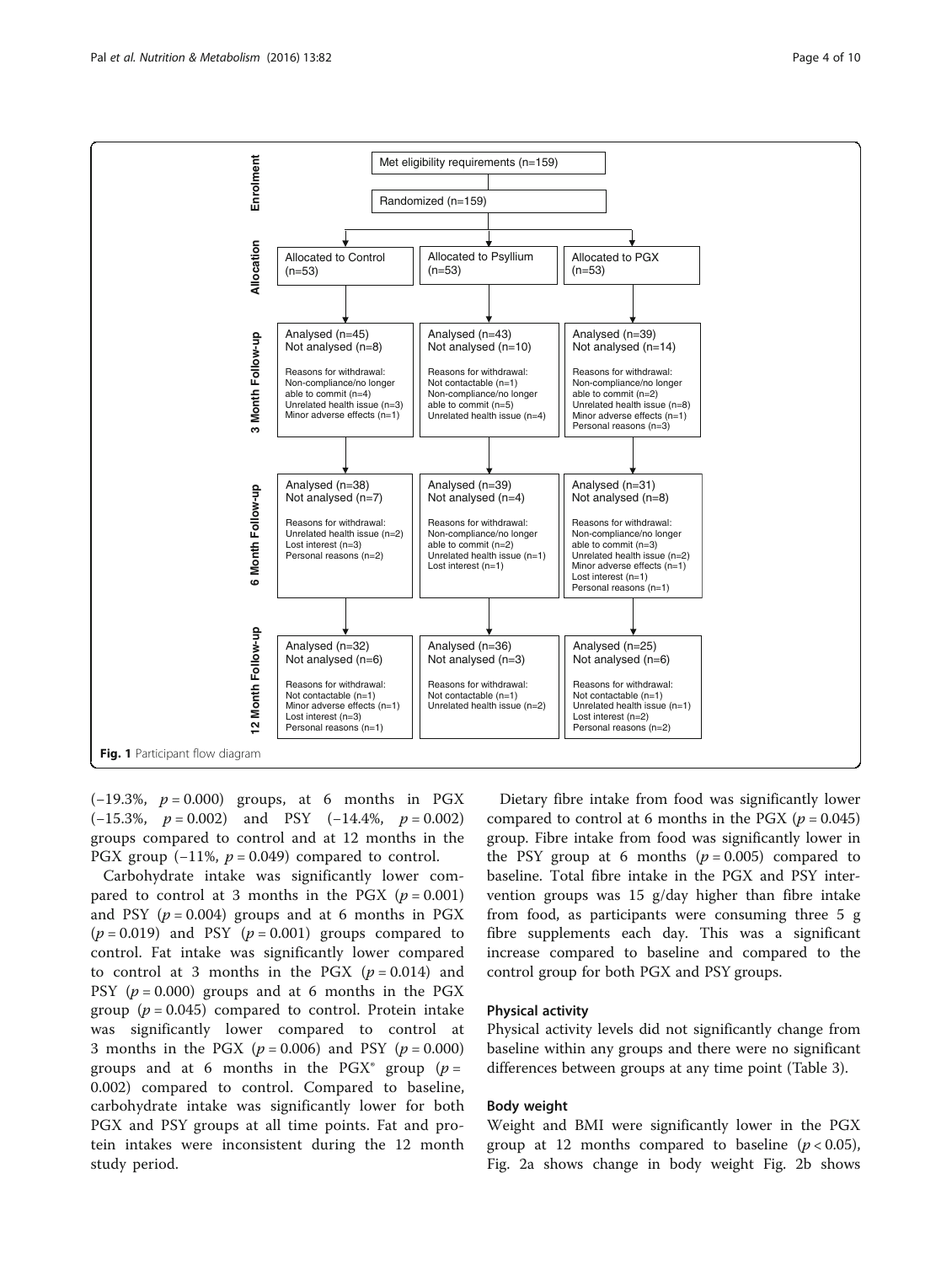| Stage | Control | Psyllium | PGX |
| --- | --- | --- | --- |
| Enrolment | Met eligibility requirements (n=159); Randomized (n=159) | | |
| Allocation | Allocated to Control (n=53) | Allocated to Psyllium (n=53) | Allocated to PGX (n=53) |
| 3 Month Follow-up | Analysed (n=45)<br>Not analysed (n=8)<br>Reasons for withdrawal:<br>Non-compliance/no longer able to commit (n=4)<br>Unrelated health issue (n=3)<br>Minor adverse effects (n=1) | Analysed (n=43)<br>Not analysed (n=10)<br>Reasons for withdrawal:<br>Not contactable (n=1)<br>Non-compliance/no longer able to commit (n=5)<br>Unrelated health issue (n=4) | Analysed (n=39)<br>Not analysed (n=14)<br>Reasons for withdrawal:<br>Non-compliance/no longer able to commit (n=2)<br>Unrelated health issue (n=8)<br>Minor adverse effects (n=1)<br>Personal reasons (n=3) |
| 6 Month Follow-up | Analysed (n=38)<br>Not analysed (n=7)<br>Reasons for withdrawal:<br>Unrelated health issue (n=2)<br>Lost interest (n=3)<br>Personal reasons (n=2) | Analysed (n=39)<br>Not analysed (n=4)<br>Reasons for withdrawal:<br>Non-compliance/no longer able to commit (n=2)<br>Unrelated health issue (n=1)<br>Lost interest (n=1) | Analysed (n=31)<br>Not analysed (n=8)<br>Reasons for withdrawal:<br>Non-compliance/no longer able to commit (n=3)<br>Unrelated health issue (n=2)<br>Minor adverse effects (n=1)<br>Lost interest (n=1)<br>Personal reasons (n=1) |
| 12 Month Follow-up | Analysed (n=32)<br>Not analysed (n=6)<br>Reasons for withdrawal:<br>Not contactable (n=1)<br>Minor adverse effects (n=1)<br>Lost interest (n=3)<br>Personal reasons (n=1) | Analysed (n=36)<br>Not analysed (n=3)<br>Reasons for withdrawal:<br>Not contactable (n=1)<br>Unrelated health issue (n=2) | Analysed (n=25)<br>Not analysed (n=6)<br>Reasons for withdrawal:<br>Not contactable (n=1)<br>Unrelated health issue (n=1)<br>Lost interest (n=2)<br>Personal reasons (n=2) |

**Fig. 1** Participant flow diagram

(−19.3%, $p = 0.000$) groups, at 6 months in PGX (−15.3%, $p = 0.002$) and PSY (−14.4%, $p = 0.002$) groups compared to control and at 12 months in the PGX group (−11%, $p = 0.049$) compared to control.

Carbohydrate intake was significantly lower compared to control at 3 months in the PGX ($p = 0.001$) and PSY ($p = 0.004$) groups and at 6 months in PGX ($p = 0.019$) and PSY ($p = 0.001$) groups compared to control. Fat intake was significantly lower compared to control at 3 months in the PGX ($p = 0.014$) and PSY ($p = 0.000$) groups and at 6 months in the PGX group ($p = 0.045$) compared to control. Protein intake was significantly lower compared to control at 3 months in the PGX ($p = 0.006$) and PSY ($p = 0.000$) groups and at 6 months in the PGX® group ($p = 0.002$) compared to control. Compared to baseline, carbohydrate intake was significantly lower for both PGX and PSY groups at all time points. Fat and protein intakes were inconsistent during the 12 month study period.

Dietary fibre intake from food was significantly lower compared to control at 6 months in the PGX ($p = 0.045$) group. Fibre intake from food was significantly lower in the PSY group at 6 months ($p = 0.005$) compared to baseline. Total fibre intake in the PGX and PSY intervention groups was 15 g/day higher than fibre intake from food, as participants were consuming three 5 g fibre supplements each day. This was a significant increase compared to baseline and compared to the control group for both PGX and PSY groups.

### Physical activity

Physical activity levels did not significantly change from baseline within any groups and there were no significant differences between groups at any time point (Table 3).

### Body weight

Weight and BMI were significantly lower in the PGX group at 12 months compared to baseline ($p < 0.05$), Fig. 2a shows change in body weight Fig. 2b shows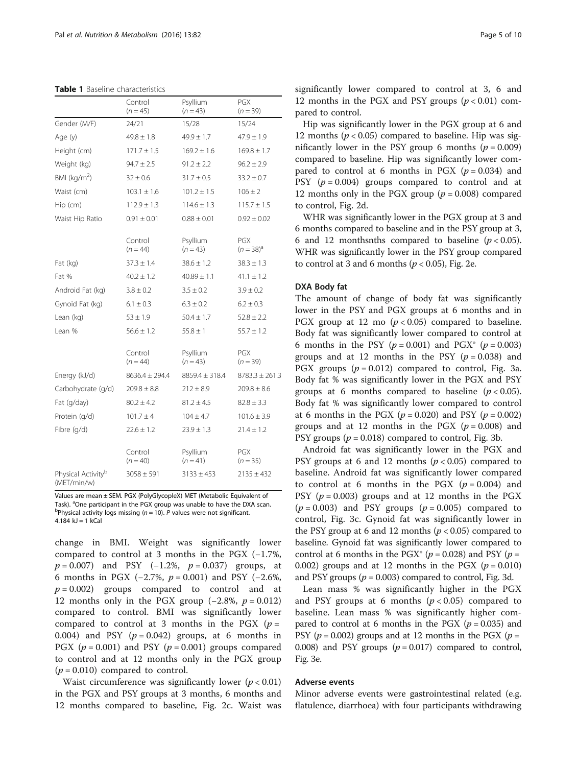**Table 1** Baseline characteristics

| | Control ($n = 45$) | Psyllium ($n = 43$) | PGX ($n = 39$) |
|---|---|---|---|
| Gender (M/F) | 24/21 | 15/28 | 15/24 |
| Age (y) | 49.8 ± 1.8 | 49.9 ± 1.7 | 47.9 ± 1.9 |
| Height (cm) | 171.7 ± 1.5 | 169.2 ± 1.6 | 169.8 ± 1.7 |
| Weight (kg) | 94.7 ± 2.5 | 91.2 ± 2.2 | 96.2 ± 2.9 |
| BMI (kg/m$^2$) | 32 ± 0.6 | 31.7 ± 0.5 | 33.2 ± 0.7 |
| Waist (cm) | 103.1 ± 1.6 | 101.2 ± 1.5 | 106 ± 2 |
| Hip (cm) | 112.9 ± 1.3 | 114.6 ± 1.3 | 115.7 ± 1.5 |
| Waist Hip Ratio | 0.91 ± 0.01 | 0.88 ± 0.01 | 0.92 ± 0.02 |
| | Control ($n = 44$) | Psyllium ($n = 43$) | PGX ($n = 38$)[a] |
| Fat (kg) | 37.3 ± 1.4 | 38.6 ± 1.2 | 38.3 ± 1.3 |
| Fat % | 40.2 ± 1.2 | 40.89 ± 1.1 | 41.1 ± 1.2 |
| Android Fat (kg) | 3.8 ± 0.2 | 3.5 ± 0.2 | 3.9 ± 0.2 |
| Gynoid Fat (kg) | 6.1 ± 0.3 | 6.3 ± 0.2 | 6.2 ± 0.3 |
| Lean (kg) | 53 ± 1.9 | 50.4 ± 1.7 | 52.8 ± 2.2 |
| Lean % | 56.6 ± 1.2 | 55.8 ± 1 | 55.7 ± 1.2 |
| | Control ($n = 44$) | Psyllium ($n = 43$) | PGX ($n = 39$) |
| Energy (kJ/d) | 8636.4 ± 294.4 | 8859.4 ± 318.4 | 8783.3 ± 261.3 |
| Carbohydrate (g/d) | 209.8 ± 8.8 | 212 ± 8.9 | 209.8 ± 8.6 |
| Fat (g/day) | 80.2 ± 4.2 | 81.2 ± 4.5 | 82.8 ± 3.3 |
| Protein (g/d) | 101.7 ± 4 | 104 ± 4.7 | 101.6 ± 3.9 |
| Fibre (g/d) | 22.6 ± 1.2 | 23.9 ± 1.3 | 21.4 ± 1.2 |
| | Control ($n = 40$) | Psyllium ($n = 41$) | PGX ($n = 35$) |
| Physical Activity[b] (MET/min/w) | 3058 ± 591 | 3133 ± 453 | 2135 ± 432 |

Values are mean ± SEM. PGX (PolyGlycopleX) MET (Metabolic Equivalent of Task). [a]One participant in the PGX group was unable to have the DXA scan. [b]Physical activity logs missing ($n = 10$). *P* values were not significant. 4.184 kJ = 1 kCal

change in BMI. Weight was significantly lower compared to control at 3 months in the PGX (−1.7%, $p = 0.007$) and PSY (−1.2%, $p = 0.037$) groups, at 6 months in PGX (−2.7%, $p = 0.001$) and PSY (−2.6%, $p = 0.002$) groups compared to control and at 12 months only in the PGX group (−2.8%, $p = 0.012$) compared to control. BMI was significantly lower compared to control at 3 months in the PGX ($p = 0.004$) and PSY ($p = 0.042$) groups, at 6 months in PGX ($p = 0.001$) and PSY ($p = 0.001$) groups compared to control and at 12 months only in the PGX group ($p = 0.010$) compared to control.

Waist circumference was significantly lower ($p < 0.01$) in the PGX and PSY groups at 3 months, 6 months and 12 months compared to baseline, Fig. 2c. Waist was significantly lower compared to control at 3, 6 and 12 months in the PGX and PSY groups ($p < 0.01$) compared to control.

Hip was significantly lower in the PGX group at 6 and 12 months ($p < 0.05$) compared to baseline. Hip was significantly lower in the PSY group 6 months ($p = 0.009$) compared to baseline. Hip was significantly lower compared to control at 6 months in PGX ($p = 0.034$) and PSY ($p = 0.004$) groups compared to control and at 12 months only in the PGX group ($p = 0.008$) compared to control, Fig. 2d.

WHR was significantly lower in the PGX group at 3 and 6 months compared to baseline and in the PSY group at 3, 6 and 12 monthsnths compared to baseline ($p < 0.05$). WHR was significantly lower in the PSY group compared to control at 3 and 6 months ($p < 0.05$), Fig. 2e.

### DXA Body fat

The amount of change of body fat was significantly lower in the PSY and PGX groups at 6 months and in PGX group at 12 mo ($p < 0.05$) compared to baseline. Body fat was significantly lower compared to control at 6 months in the PSY ($p = 0.001$) and PGX® ($p = 0.003$) groups and at 12 months in the PSY ($p = 0.038$) and PGX groups ($p = 0.012$) compared to control, Fig. 3a. Body fat % was significantly lower in the PGX and PSY groups at 6 months compared to baseline ($p < 0.05$). Body fat % was significantly lower compared to control at 6 months in the PGX ($p = 0.020$) and PSY ($p = 0.002$) groups and at 12 months in the PGX ($p = 0.008$) and PSY groups ($p = 0.018$) compared to control, Fig. 3b.

Android fat was significantly lower in the PGX and PSY groups at 6 and 12 months ($p < 0.05$) compared to baseline. Android fat was significantly lower compared to control at 6 months in the PGX ($p = 0.004$) and PSY ($p = 0.003$) groups and at 12 months in the PGX ($p = 0.003$) and PSY groups ($p = 0.005$) compared to control, Fig. 3c. Gynoid fat was significantly lower in the PSY group at 6 and 12 months ($p < 0.05$) compared to baseline. Gynoid fat was significantly lower compared to control at 6 months in the PGX® ($p = 0.028$) and PSY ($p = 0.002$) groups and at 12 months in the PGX ($p = 0.010$) and PSY groups ($p = 0.003$) compared to control, Fig. 3d.

Lean mass % was significantly higher in the PGX and PSY groups at 6 months ($p < 0.05$) compared to baseline. Lean mass % was significantly higher compared to control at 6 months in the PGX ($p = 0.035$) and PSY ($p = 0.002$) groups and at 12 months in the PGX ($p = 0.008$) and PSY groups ($p = 0.017$) compared to control, Fig. 3e.

### Adverse events

Minor adverse events were gastrointestinal related (e.g. flatulence, diarrhoea) with four participants withdrawing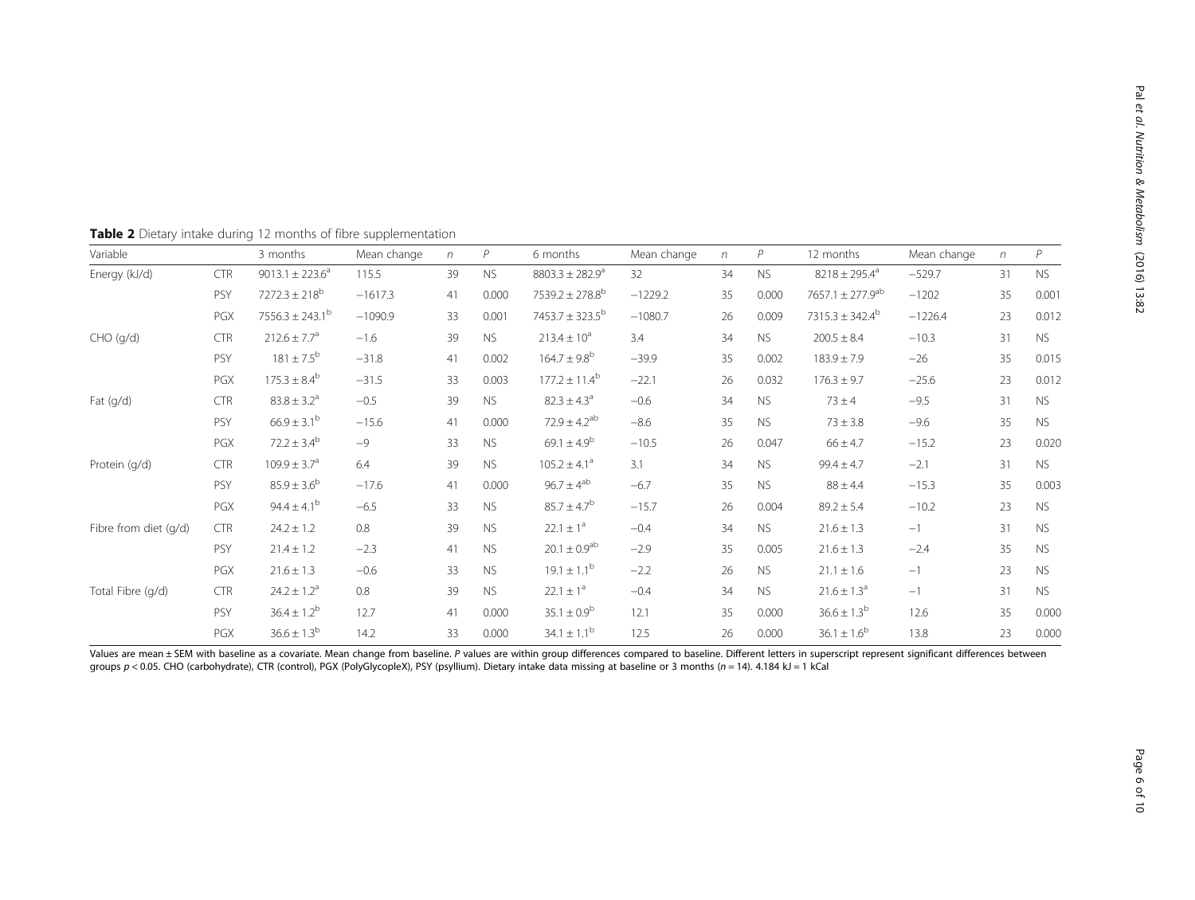**Table 2** Dietary intake during 12 months of fibre supplementation

| Variable | | 3 months | Mean change | *n* | *P* | 6 months | Mean change | *n* | *P* | 12 months | Mean change | *n* | *P* |
|---|---|---|---|---|---|---|---|---|---|---|---|---|---|
| Energy (kJ/d) | CTR | 9013.1 ± 223.6[a] | 115.5 | 39 | NS | 8803.3 ± 282.9[a] | 32 | 34 | NS | 8218 ± 295.4[a] | −529.7 | 31 | NS |
| | PSY | 7272.3 ± 218[b] | −1617.3 | 41 | 0.000 | 7539.2 ± 278.8[b] | −1229.2 | 35 | 0.000 | 7657.1 ± 277.9[ab] | −1202 | 35 | 0.001 |
| | PGX | 7556.3 ± 243.1[b] | −1090.9 | 33 | 0.001 | 7453.7 ± 323.5[b] | −1080.7 | 26 | 0.009 | 7315.3 ± 342.4[b] | −1226.4 | 23 | 0.012 |
| CHO (g/d) | CTR | 212.6 ± 7.7[a] | −1.6 | 39 | NS | 213.4 ± 10[a] | 3.4 | 34 | NS | 200.5 ± 8.4 | −10.3 | 31 | NS |
| | PSY | 181 ± 7.5[b] | −31.8 | 41 | 0.002 | 164.7 ± 9.8[b] | −39.9 | 35 | 0.002 | 183.9 ± 7.9 | −26 | 35 | 0.015 |
| | PGX | 175.3 ± 8.4[b] | −31.5 | 33 | 0.003 | 177.2 ± 11.4[b] | −22.1 | 26 | 0.032 | 176.3 ± 9.7 | −25.6 | 23 | 0.012 |
| Fat (g/d) | CTR | 83.8 ± 3.2[a] | −0.5 | 39 | NS | 82.3 ± 4.3[a] | −0.6 | 34 | NS | 73 ± 4 | −9.5 | 31 | NS |
| | PSY | 66.9 ± 3.1[b] | −15.6 | 41 | 0.000 | 72.9 ± 4.2[ab] | −8.6 | 35 | NS | 73 ± 3.8 | −9.6 | 35 | NS |
| | PGX | 72.2 ± 3.4[b] | −9 | 33 | NS | 69.1 ± 4.9[b] | −10.5 | 26 | 0.047 | 66 ± 4.7 | −15.2 | 23 | 0.020 |
| Protein (g/d) | CTR | 109.9 ± 3.7[a] | 6.4 | 39 | NS | 105.2 ± 4.1[a] | 3.1 | 34 | NS | 99.4 ± 4.7 | −2.1 | 31 | NS |
| | PSY | 85.9 ± 3.6[b] | −17.6 | 41 | 0.000 | 96.7 ± 4[ab] | −6.7 | 35 | NS | 88 ± 4.4 | −15.3 | 35 | 0.003 |
| | PGX | 94.4 ± 4.1[b] | −6.5 | 33 | NS | 85.7 ± 4.7[b] | −15.7 | 26 | 0.004 | 89.2 ± 5.4 | −10.2 | 23 | NS |
| Fibre from diet (g/d) | CTR | 24.2 ± 1.2 | 0.8 | 39 | NS | 22.1 ± 1[a] | −0.4 | 34 | NS | 21.6 ± 1.3 | −1 | 31 | NS |
| | PSY | 21.4 ± 1.2 | −2.3 | 41 | NS | 20.1 ± 0.9[ab] | −2.9 | 35 | 0.005 | 21.6 ± 1.3 | −2.4 | 35 | NS |
| | PGX | 21.6 ± 1.3 | −0.6 | 33 | NS | 19.1 ± 1.1[b] | −2.2 | 26 | NS | 21.1 ± 1.6 | −1 | 23 | NS |
| Total Fibre (g/d) | CTR | 24.2 ± 1.2[a] | 0.8 | 39 | NS | 22.1 ± 1[a] | −0.4 | 34 | NS | 21.6 ± 1.3[a] | −1 | 31 | NS |
| | PSY | 36.4 ± 1.2[b] | 12.7 | 41 | 0.000 | 35.1 ± 0.9[b] | 12.1 | 35 | 0.000 | 36.6 ± 1.3[b] | 12.6 | 35 | 0.000 |
| | PGX | 36.6 ± 1.3[b] | 14.2 | 33 | 0.000 | 34.1 ± 1.1[b] | 12.5 | 26 | 0.000 | 36.1 ± 1.6[b] | 13.8 | 23 | 0.000 |

Values are mean ± SEM with baseline as a covariate. Mean change from baseline. *P* values are within group differences compared to baseline. Different letters in superscript represent significant differences between groups $p < 0.05$. CHO (carbohydrate), CTR (control), PGX (PolyGlycopleX), PSY (psyllium). Dietary intake data missing at baseline or 3 months ($n = 14$). 4.184 kJ = 1 kCal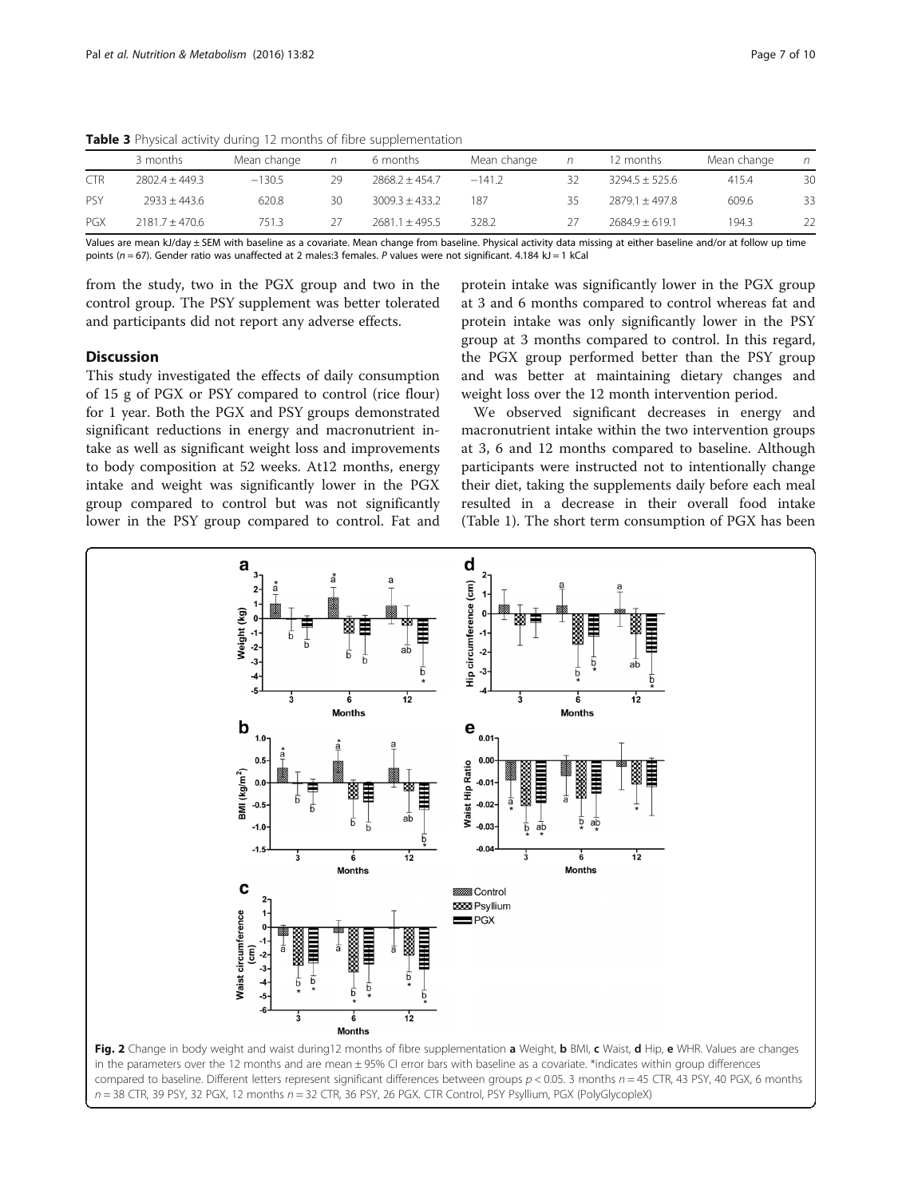**Table 3** Physical activity during 12 months of fibre supplementation

| | 3 months | Mean change | *n* | 6 months | Mean change | *n* | 12 months | Mean change | *n* |
|---|---|---|---|---|---|---|---|---|---|
| CTR | 2802.4 ± 449.3 | −130.5 | 29 | 2868.2 ± 454.7 | −141.2 | 32 | 3294.5 ± 525.6 | 415.4 | 30 |
| PSY | 2933 ± 443.6 | 620.8 | 30 | 3009.3 ± 433.2 | 187 | 35 | 2879.1 ± 497.8 | 609.6 | 33 |
| PGX | 2181.7 ± 470.6 | 751.3 | 27 | 2681.1 ± 495.5 | 328.2 | 27 | 2684.9 ± 619.1 | 194.3 | 22 |

Values are mean kJ/day ± SEM with baseline as a covariate. Mean change from baseline. Physical activity data missing at either baseline and/or at follow up time points ($n = 67$). Gender ratio was unaffected at 2 males:3 females. *P* values were not significant. 4.184 kJ = 1 kCal

from the study, two in the PGX group and two in the control group. The PSY supplement was better tolerated and participants did not report any adverse effects.

## Discussion

This study investigated the effects of daily consumption of 15 g of PGX or PSY compared to control (rice flour) for 1 year. Both the PGX and PSY groups demonstrated significant reductions in energy and macronutrient intake as well as significant weight loss and improvements to body composition at 52 weeks. At12 months, energy intake and weight was significantly lower in the PGX group compared to control but was not significantly lower in the PSY group compared to control. Fat and protein intake was significantly lower in the PGX group at 3 and 6 months compared to control whereas fat and protein intake was only significantly lower in the PSY group at 3 months compared to control. In this regard, the PGX group performed better than the PSY group and was better at maintaining dietary changes and weight loss over the 12 month intervention period.

We observed significant decreases in energy and macronutrient intake within the two intervention groups at 3, 6 and 12 months compared to baseline. Although participants were instructed not to intentionally change their diet, taking the supplements daily before each meal resulted in a decrease in their overall food intake (Table 1). The short term consumption of PGX has been

**Fig. 2** Change in body weight and waist during12 months of fibre supplementation **a** Weight, **b** BMI, **c** Waist, **d** Hip, **e** WHR. Values are changes in the parameters over the 12 months and are mean ± 95% CI error bars with baseline as a covariate. *indicates within group differences compared to baseline. Different letters represent significant differences between groups $p < 0.05$. 3 months $n = 45$ CTR, 43 PSY, 40 PGX, 6 months $n = 38$ CTR, 39 PSY, 32 PGX, 12 months $n = 32$ CTR, 36 PSY, 26 PGX. CTR Control, PSY Psyllium, PGX (PolyGlycopleX)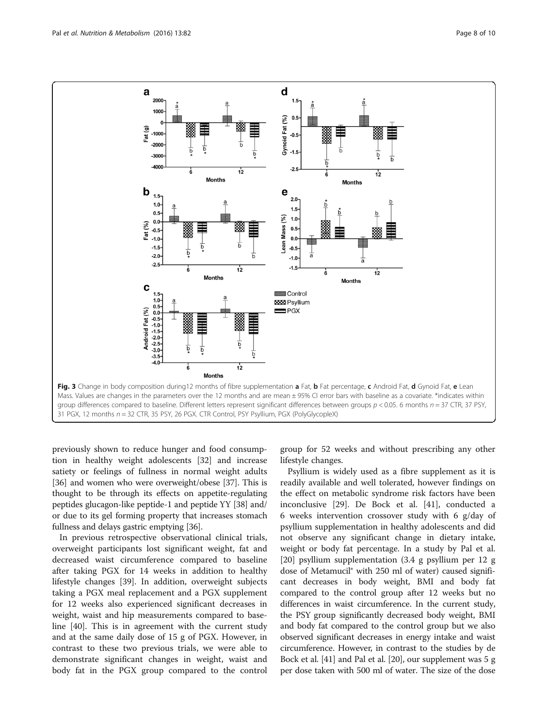Fig. 3 Change in body composition during12 months of fibre supplementation **a** Fat, **b** Fat percentage, **c** Android Fat, **d** Gynoid Fat, **e** Lean Mass. Values are changes in the parameters over the 12 months and are mean ± 95% CI error bars with baseline as a covariate. *indicates within group differences compared to baseline. Different letters represent significant differences between groups $p < 0.05$. 6 months $n = 37$ CTR, 37 PSY, 31 PGX, 12 months $n = 32$ CTR, 35 PSY, 26 PGX. CTR Control, PSY Psyllium, PGX (PolyGlycopleX)

previously shown to reduce hunger and food consumption in healthy weight adolescents [32] and increase satiety or feelings of fullness in normal weight adults [36] and women who were overweight/obese [37]. This is thought to be through its effects on appetite-regulating peptides glucagon-like peptide-1 and peptide YY [38] and/or due to its gel forming property that increases stomach fullness and delays gastric emptying [36].

In previous retrospective observational clinical trials, overweight participants lost significant weight, fat and decreased waist circumference compared to baseline after taking PGX for 14 weeks in addition to healthy lifestyle changes [39]. In addition, overweight subjects taking a PGX meal replacement and a PGX supplement for 12 weeks also experienced significant decreases in weight, waist and hip measurements compared to baseline [40]. This is in agreement with the current study and at the same daily dose of 15 g of PGX. However, in contrast to these two previous trials, we were able to demonstrate significant changes in weight, waist and body fat in the PGX group compared to the control group for 52 weeks and without prescribing any other lifestyle changes.

Psyllium is widely used as a fibre supplement as it is readily available and well tolerated, however findings on the effect on metabolic syndrome risk factors have been inconclusive [29]. De Bock et al. [41], conducted a 6 weeks intervention crossover study with 6 g/day of psyllium supplementation in healthy adolescents and did not observe any significant change in dietary intake, weight or body fat percentage. In a study by Pal et al. [20] psyllium supplementation (3.4 g psyllium per 12 g dose of Metamucil® with 250 ml of water) caused significant decreases in body weight, BMI and body fat compared to the control group after 12 weeks but no differences in waist circumference. In the current study, the PSY group significantly decreased body weight, BMI and body fat compared to the control group but we also observed significant decreases in energy intake and waist circumference. However, in contrast to the studies by de Bock et al. [41] and Pal et al. [20], our supplement was 5 g per dose taken with 500 ml of water. The size of the dose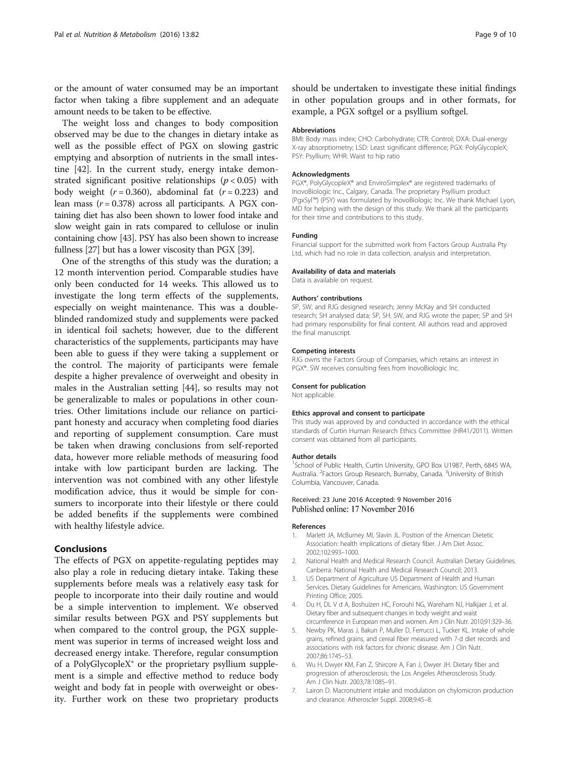or the amount of water consumed may be an important factor when taking a fibre supplement and an adequate amount needs to be taken to be effective.

The weight loss and changes to body composition observed may be due to the changes in dietary intake as well as the possible effect of PGX on slowing gastric emptying and absorption of nutrients in the small intestine [42]. In the current study, energy intake demonstrated significant positive relationships ($p < 0.05$) with body weight ($r = 0.360$), abdominal fat ($r = 0.223$) and lean mass ($r = 0.378$) across all participants. A PGX containing diet has also been shown to lower food intake and slow weight gain in rats compared to cellulose or inulin containing chow [43]. PSY has also been shown to increase fullness [27] but has a lower viscosity than PGX [39].

One of the strengths of this study was the duration; a 12 month intervention period. Comparable studies have only been conducted for 14 weeks. This allowed us to investigate the long term effects of the supplements, especially on weight maintenance. This was a double-blinded randomized study and supplements were packed in identical foil sachets; however, due to the different characteristics of the supplements, participants may have been able to guess if they were taking a supplement or the control. The majority of participants were female despite a higher prevalence of overweight and obesity in males in the Australian setting [44], so results may not be generalizable to males or populations in other countries. Other limitations include our reliance on participant honesty and accuracy when completing food diaries and reporting of supplement consumption. Care must be taken when drawing conclusions from self-reported data, however more reliable methods of measuring food intake with low participant burden are lacking. The intervention was not combined with any other lifestyle modification advice, thus it would be simple for consumers to incorporate into their lifestyle or there could be added benefits if the supplements were combined with healthy lifestyle advice.

## Conclusions

The effects of PGX on appetite-regulating peptides may also play a role in reducing dietary intake. Taking these supplements before meals was a relatively easy task for people to incorporate into their daily routine and would be a simple intervention to implement. We observed similar results between PGX and PSY supplements but when compared to the control group, the PGX supplement was superior in terms of increased weight loss and decreased energy intake. Therefore, regular consumption of a PolyGlycopleX® or the proprietary psyllium supplement is a simple and effective method to reduce body weight and body fat in people with overweight or obesity. Further work on these two proprietary products should be undertaken to investigate these initial findings in other population groups and in other formats, for example, a PGX softgel or a psyllium softgel.

#### Abbreviations

BMI: Body mass index; CHO: Carbohydrate; CTR: Control; DXA: Dual-energy X-ray absorptiometry; LSD: Least significant difference; PGX: PolyGlycopleX; PSY: Psyllium; WHR: Waist to hip ratio

#### Acknowledgments

PGX®, PolyGlycopleX® and EnviroSimplex® are registered trademarks of InovoBiologic Inc., Calgary, Canada. The proprietary Psyllium product (PgxSyl™) (PSY) was formulated by InovoBiologic Inc. We thank Michael Lyon, MD for helping with the design of this study. We thank all the participants for their time and contributions to this study.

#### Funding

Financial support for the submitted work from Factors Group Australia Pty Ltd, which had no role in data collection, analysis and interpretation.

#### Availability of data and materials

Data is available on request.

#### Authors' contributions

SP, SW, and RJG designed research; Jenny McKay and SH conducted research; SH analysed data; SP, SH, SW, and RJG wrote the paper; SP and SH had primary responsibility for final content. All authors read and approved the final manuscript.

#### Competing interests

RJG owns the Factors Group of Companies, which retains an interest in PGX®. SW receives consulting fees from InovoBiologic Inc.

#### Consent for publication

Not applicable.

#### Ethics approval and consent to participate

This study was approved by and conducted in accordance with the ethical standards of Curtin Human Research Ethics Committee (HR41/2011). Written consent was obtained from all participants.

#### Author details

[1]School of Public Health, Curtin University, GPO Box U1987, Perth, 6845 WA, Australia. [2]Factors Group Research, Burnaby, Canada. [3]University of British Columbia, Vancouver, Canada.

Received: 23 June 2016 Accepted: 9 November 2016
Published online: 17 November 2016

#### References

1. Marlett JA, McBurney MI, Slavin JL. Position of the American Dietetic Association: health implications of dietary fiber. J Am Diet Assoc. 2002;102:993–1000.
2. National Health and Medical Research Council. Australian Dietary Guidelines. Canberra: National Health and Medical Research Council; 2013.
3. US Department of Agriculture US Department of Health and Human Services. Dietary Guidelines for Americans. Washington: US Government Printing Office; 2005.
4. Du H, DL V d A, Boshuizen HC, Forouhi NG, Wareham NJ, Halkjaer J, et al. Dietary fiber and subsequent changes in body weight and waist circumference in European men and women. Am J Clin Nutr. 2010;91:329–36.
5. Newby PK, Maras J, Bakun P, Muller D, Ferrucci L, Tucker KL. Intake of whole grains, refined grains, and cereal fiber measured with 7-d diet records and associations with risk factors for chronic disease. Am J Clin Nutr. 2007;86:1745–53.
6. Wu H, Dwyer KM, Fan Z, Shircore A, Fan J, Dwyer JH. Dietary fiber and progression of atherosclerosis: the Los Angeles Atherosclerosis Study. Am J Clin Nutr. 2003;78:1085–91.
7. Lairon D. Macronutrient intake and modulation on chylomicron production and clearance. Atheroscler Suppl. 2008;9:45–8.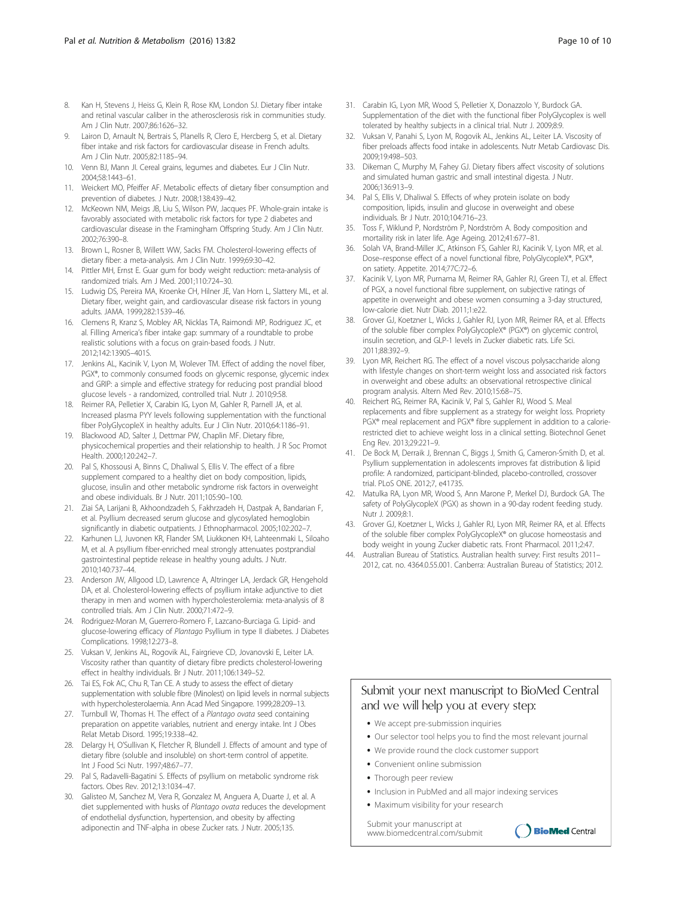8. Kan H, Stevens J, Heiss G, Klein R, Rose KM, London SJ. Dietary fiber intake and retinal vascular caliber in the atherosclerosis risk in communities study. Am J Clin Nutr. 2007;86:1626–32.
9. Lairon D, Arnault N, Bertrais S, Planells R, Clero E, Hercberg S, et al. Dietary fiber intake and risk factors for cardiovascular disease in French adults. Am J Clin Nutr. 2005;82:1185–94.
10. Venn BJ, Mann JI. Cereal grains, legumes and diabetes. Eur J Clin Nutr. 2004;58:1443–61.
11. Weickert MO, Pfeiffer AF. Metabolic effects of dietary fiber consumption and prevention of diabetes. J Nutr. 2008;138:439–42.
12. McKeown NM, Meigs JB, Liu S, Wilson PW, Jacques PF. Whole-grain intake is favorably associated with metabolic risk factors for type 2 diabetes and cardiovascular disease in the Framingham Offspring Study. Am J Clin Nutr. 2002;76:390–8.
13. Brown L, Rosner B, Willett WW, Sacks FM. Cholesterol-lowering effects of dietary fiber: a meta-analysis. Am J Clin Nutr. 1999;69:30–42.
14. Pittler MH, Ernst E. Guar gum for body weight reduction: meta-analysis of randomized trials. Am J Med. 2001;110:724–30.
15. Ludwig DS, Pereira MA, Kroenke CH, Hilner JE, Van Horn L, Slattery ML, et al. Dietary fiber, weight gain, and cardiovascular disease risk factors in young adults. JAMA. 1999;282:1539–46.
16. Clemens R, Kranz S, Mobley AR, Nicklas TA, Raimondi MP, Rodriguez JC, et al. Filling America's fiber intake gap: summary of a roundtable to probe realistic solutions with a focus on grain-based foods. J Nutr. 2012;142:1390S–401S.
17. Jenkins AL, Kacinik V, Lyon M, Wolever TM. Effect of adding the novel fiber, PGX®, to commonly consumed foods on glycemic response, glycemic index and GRIP: a simple and effective strategy for reducing post prandial blood glucose levels - a randomized, controlled trial. Nutr J. 2010;9:58.
18. Reimer RA, Pelletier X, Carabin IG, Lyon M, Gahler R, Parnell JA, et al. Increased plasma PYY levels following supplementation with the functional fiber PolyGlycopleX in healthy adults. Eur J Clin Nutr. 2010;64:1186–91.
19. Blackwood AD, Salter J, Dettmar PW, Chaplin MF. Dietary fibre, physicochemical properties and their relationship to health. J R Soc Promot Health. 2000;120:242–7.
20. Pal S, Khossousi A, Binns C, Dhaliwal S, Ellis V. The effect of a fibre supplement compared to a healthy diet on body composition, lipids, glucose, insulin and other metabolic syndrome risk factors in overweight and obese individuals. Br J Nutr. 2011;105:90–100.
21. Ziai SA, Larijani B, Akhoondzadeh S, Fakhrzadeh H, Dastpak A, Bandarian F, et al. Psyllium decreased serum glucose and glycosylated hemoglobin significantly in diabetic outpatients. J Ethnopharmacol. 2005;102:202–7.
22. Karhunen LJ, Juvonen KR, Flander SM, Liukkonen KH, Lahteenmaki L, Siloaho M, et al. A psyllium fiber-enriched meal strongly attenuates postprandial gastrointestinal peptide release in healthy young adults. J Nutr. 2010;140:737–44.
23. Anderson JW, Allgood LD, Lawrence A, Altringer LA, Jerdack GR, Hengehold DA, et al. Cholesterol-lowering effects of psyllium intake adjunctive to diet therapy in men and women with hypercholesterolemia: meta-analysis of 8 controlled trials. Am J Clin Nutr. 2000;71:472–9.
24. Rodriguez-Moran M, Guerrero-Romero F, Lazcano-Burciaga G. Lipid- and glucose-lowering efficacy of *Plantago* Psyllium in type II diabetes. J Diabetes Complications. 1998;12:273–8.
25. Vuksan V, Jenkins AL, Rogovik AL, Fairgrieve CD, Jovanovski E, Leiter LA. Viscosity rather than quantity of dietary fibre predicts cholesterol-lowering effect in healthy individuals. Br J Nutr. 2011;106:1349–52.
26. Tai ES, Fok AC, Chu R, Tan CE. A study to assess the effect of dietary supplementation with soluble fibre (Minolest) on lipid levels in normal subjects with hypercholesterolaemia. Ann Acad Med Singapore. 1999;28:209–13.
27. Turnbull W, Thomas H. The effect of a *Plantago ovata* seed containing preparation on appetite variables, nutrient and energy intake. Int J Obes Relat Metab Disord. 1995;19:338–42.
28. Delargy H, O'Sullivan K, Fletcher R, Blundell J. Effects of amount and type of dietary fibre (soluble and insoluble) on short-term control of appetite. Int J Food Sci Nutr. 1997;48:67–77.
29. Pal S, Radavelli-Bagatini S. Effects of psyllium on metabolic syndrome risk factors. Obes Rev. 2012;13:1034–47.
30. Galisteo M, Sanchez M, Vera R, Gonzalez M, Anguera A, Duarte J, et al. A diet supplemented with husks of *Plantago ovata* reduces the development of endothelial dysfunction, hypertension, and obesity by affecting adiponectin and TNF-alpha in obese Zucker rats. J Nutr. 2005;135.
31. Carabin IG, Lyon MR, Wood S, Pelletier X, Donazzolo Y, Burdock GA. Supplementation of the diet with the functional fiber PolyGlycoplex is well tolerated by healthy subjects in a clinical trial. Nutr J. 2009;8:9.
32. Vuksan V, Panahi S, Lyon M, Rogovik AL, Jenkins AL, Leiter LA. Viscosity of fiber preloads affects food intake in adolescents. Nutr Metab Cardiovasc Dis. 2009;19:498–503.
33. Dikeman C, Murphy M, Fahey GJ. Dietary fibers affect viscosity of solutions and simulated human gastric and small intestinal digesta. J Nutr. 2006;136:913–9.
34. Pal S, Ellis V, Dhaliwal S. Effects of whey protein isolate on body composition, lipids, insulin and glucose in overweight and obese individuals. Br J Nutr. 2010;104:716–23.
35. Toss F, Wiklund P, Nordström P, Nordström A. Body composition and mortality risk in later life. Age Ageing. 2012;41:677–81.
36. Solah VA, Brand-Miller JC, Atkinson FS, Gahler RJ, Kacinik V, Lyon MR, et al. Dose–response effect of a novel functional fibre, PolyGlycopleX®, PGX®, on satiety. Appetite. 2014;77C:72–6.
37. Kacinik V, Lyon MR, Purnama M, Reimer RA, Gahler RJ, Green TJ, et al. Effect of PGX, a novel functional fibre supplement, on subjective ratings of appetite in overweight and obese women consuming a 3-day structured, low-calorie diet. Nutr Diab. 2011;1:e22.
38. Grover GJ, Koetzner L, Wicks J, Gahler RJ, Lyon MR, Reimer RA, et al. Effects of the soluble fiber complex PolyGlycopleX® (PGX®) on glycemic control, insulin secretion, and GLP-1 levels in Zucker diabetic rats. Life Sci. 2011;88:392–9.
39. Lyon MR, Reichert RG. The effect of a novel viscous polysaccharide along with lifestyle changes on short-term weight loss and associated risk factors in overweight and obese adults: an observational retrospective clinical program analysis. Altern Med Rev. 2010;15:68–75.
40. Reichert RG, Reimer RA, Kacinik V, Pal S, Gahler RJ, Wood S. Meal replacements and fibre supplement as a strategy for weight loss. Propriety PGX® meal replacement and PGX® fibre supplement in addition to a calorie-restricted diet to achieve weight loss in a clinical setting. Biotechnol Genet Eng Rev. 2013;29:221–9.
41. De Bock M, Derraik J, Brennan C, Biggs J, Smith G, Cameron-Smith D, et al. Psyllium supplementation in adolescents improves fat distribution & lipid profile: A randomized, participant-blinded, placebo-controlled, crossover trial. PLoS ONE. 2012;7, e41735.
42. Matulka RA, Lyon MR, Wood S, Ann Marone P, Merkel DJ, Burdock GA. The safety of PolyGlycopleX (PGX) as shown in a 90-day rodent feeding study. Nutr J. 2009;8:1.
43. Grover GJ, Koetzner L, Wicks J, Gahler RJ, Lyon MR, Reimer RA, et al. Effects of the soluble fiber complex PolyGlycopleX® on glucose homeostasis and body weight in young Zucker diabetic rats. Front Pharmacol. 2011;2:47.
44. Australian Bureau of Statistics. Australian health survey: First results 2011–2012, cat. no. 4364.0.55.001. Canberra: Australian Bureau of Statistics; 2012.

Submit your next manuscript to BioMed Central and we will help you at every step:

- We accept pre-submission inquiries
- Our selector tool helps you to find the most relevant journal
- We provide round the clock customer support
- Convenient online submission
- Thorough peer review
- Inclusion in PubMed and all major indexing services
- Maximum visibility for your research

Submit your manuscript at www.biomedcentral.com/submit

BioMed Central